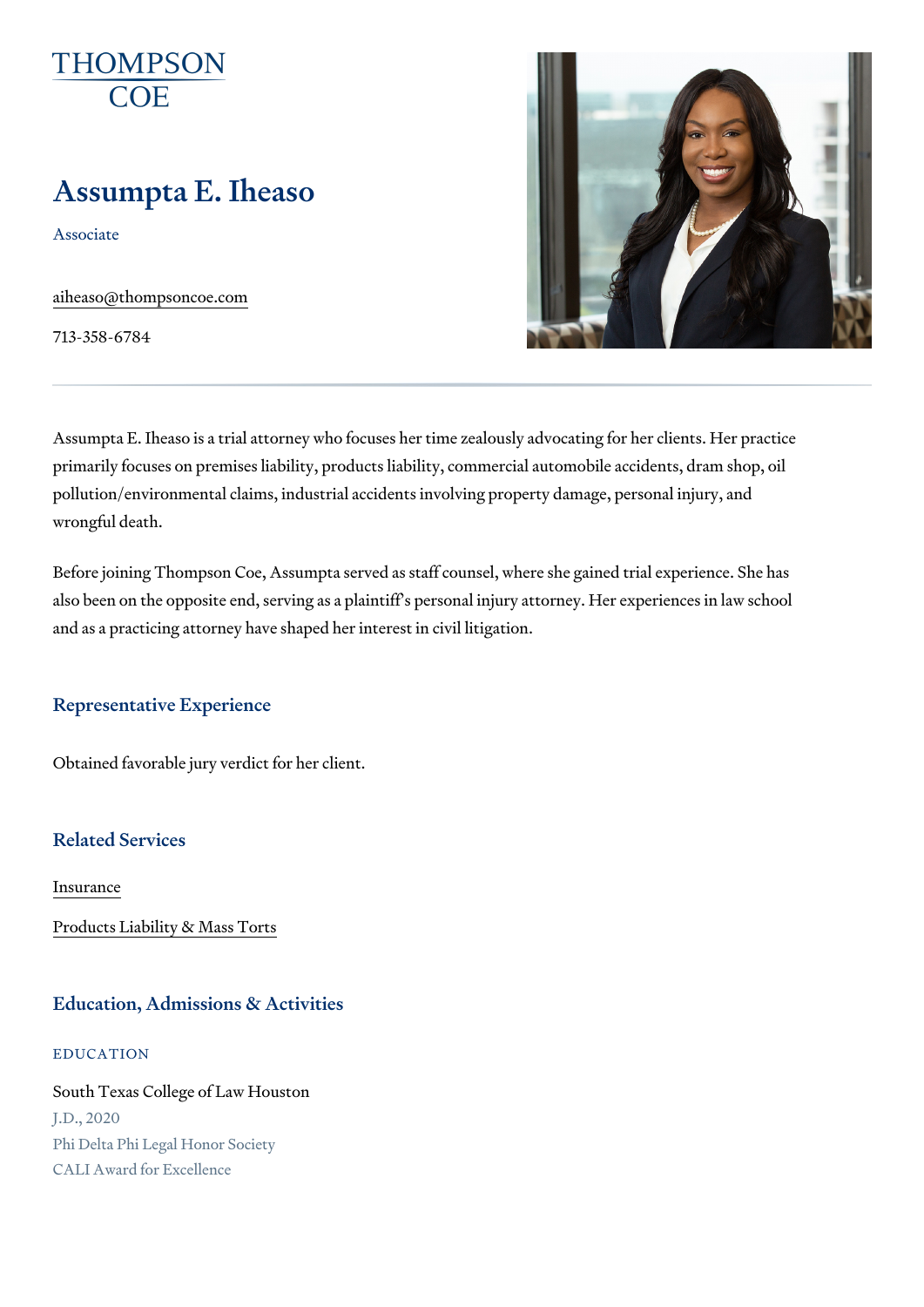THOMPSON COE

# Assumpta E. Iheaso

Associate

aiheaso@thompsoncoe.com

713-358-6784

Assumpta E. Iheaso is a trial attorney who focuses her time zealously advocating for her clients. Her practice primarily focuses on premises liability, products liability, commercial automobile accidents, dram shop, oil pollution/environmental claims, industrial accidents involving property damage, personal injury, and wrongful death.

Before joining Thompson Coe, Assumpta served as staff counsel, where she gained trial experience. She has also been on the opposite end, serving as a plaintiff's personal injury attorney. Her experiences in law school and as a practicing attorney have shaped her interest in civil litigation.

## Representative Experience

Obtained favorable jury verdict for her client.

## Related Services

Insurance

Products Liability & Mass Torts

## Education, Admissions & Activities

### EDUCATION

South Texas College of Law Houston
J.D., 2020
Phi Delta Phi Legal Honor Society
CALI Award for Excellence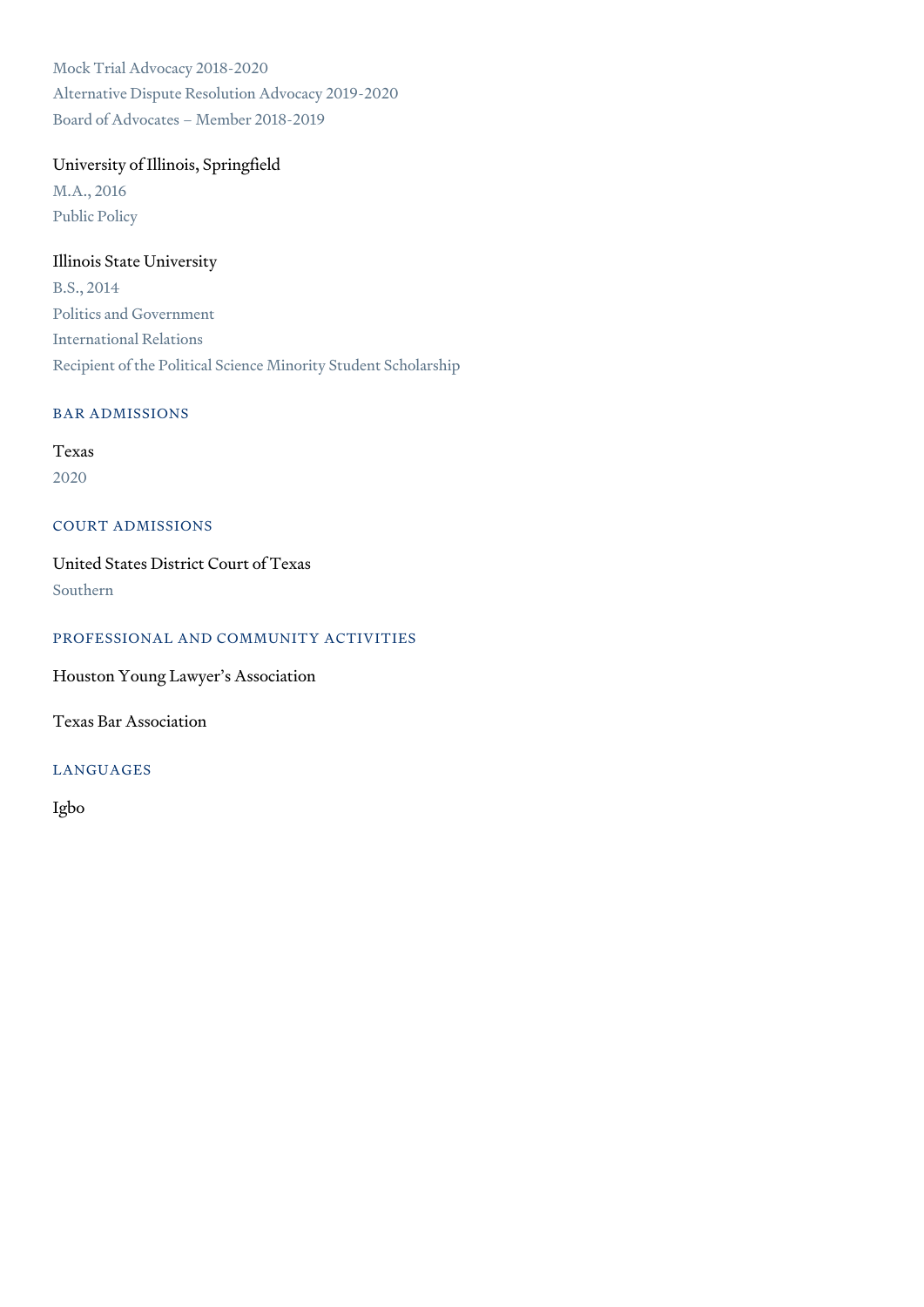Mock Trial Advocacy 2018-2020
Alternative Dispute Resolution Advocacy 2019-2020
Board of Advocates – Member 2018-2019

University of Illinois, Springfield
M.A., 2016
Public Policy

Illinois State University
B.S., 2014
Politics and Government
International Relations
Recipient of the Political Science Minority Student Scholarship

## BAR ADMISSIONS

Texas
2020

## COURT ADMISSIONS

United States District Court of Texas
Southern

## PROFESSIONAL AND COMMUNITY ACTIVITIES

Houston Young Lawyer's Association

Texas Bar Association

## LANGUAGES

Igbo